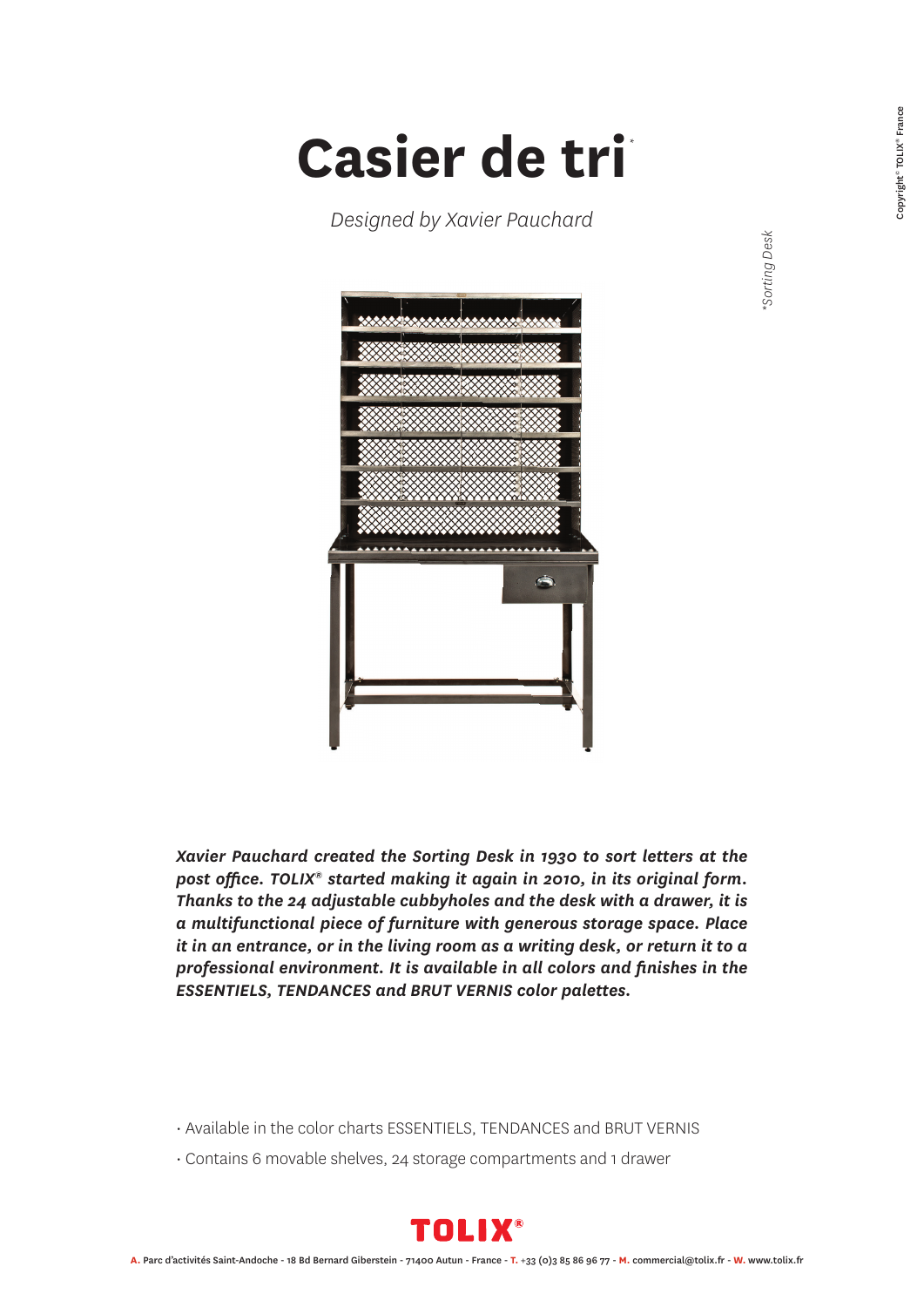# Casier de tri*

*Designed by Xavier Pauchard*

*Sorting Desk

***Xavier Pauchard created the Sorting Desk in 1930 to sort letters at the post office. TOLIX® started making it again in 2010, in its original form. Thanks to the 24 adjustable cubbyholes and the desk with a drawer, it is a multifunctional piece of furniture with generous storage space. Place it in an entrance, or in the living room as a writing desk, or return it to a professional environment. It is available in all colors and finishes in the ESSENTIELS, TENDANCES and BRUT VERNIS color palettes.***

- Available in the color charts ESSENTIELS, TENDANCES and BRUT VERNIS
- Contains 6 movable shelves, 24 storage compartments and 1 drawer

**TOLIX®**

**A.** Parc d'activités Saint-Andoche - 18 Bd Bernard Giberstein - 71400 Autun - France - **T.** +33 (0)3 85 86 96 77 - **M.** commercial@tolix.fr - **W.** www.tolix.fr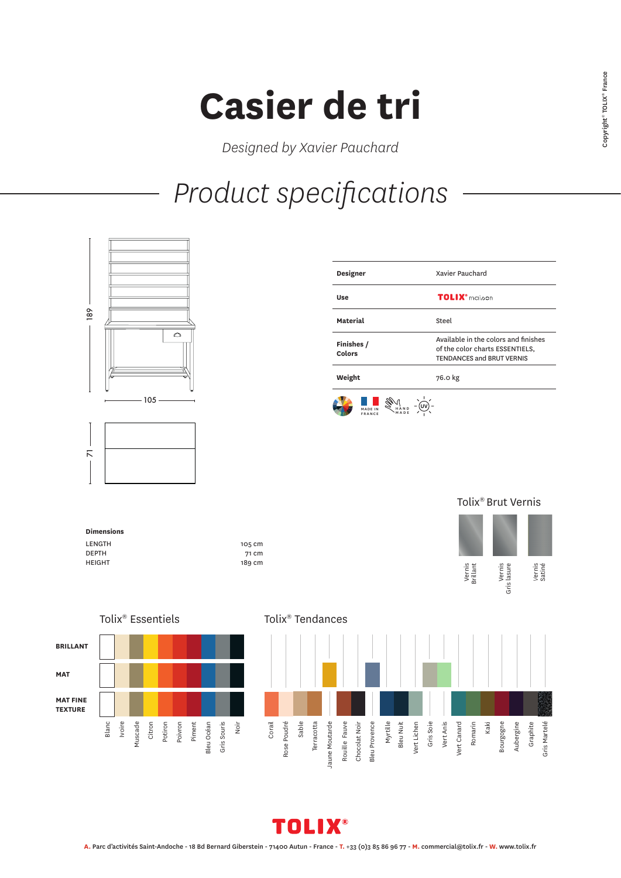# Casier de tri

*Designed by Xavier Pauchard*

## *Product specifications*

189

105

71

| | |
|---|---|
| **Designer** | Xavier Pauchard |
| **Use** | TOLIX® maison |
| **Material** | Steel |
| **Finishes / Colors** | Available in the colors and finishes of the color charts ESSENTIELS, TENDANCES and BRUT VERNIS |
| **Weight** | 76.0 kg |

MADE IN FRANCE · HAND MADE · UV

**Dimensions**

| | |
|---|---|
| LENGTH | 105 cm |
| DEPTH | 71 cm |
| HEIGHT | 189 cm |

Tolix® Brut Vernis

Vernis Brillant · Vernis Gris lasure · Vernis Satiné

Tolix® Essentiels

BRILLANT · MAT · MAT FINE TEXTURE

Blanc · Ivoire · Muscade · Citron · Potiron · Poivron · Piment · Bleu Océan · Gris Souris · Noir

Tolix® Tendances

Corail · Rose Poudré · Sable · Terracotta · Jaune Moutarde · Rouille Fauve · Chocolat Noir · Bleu Provence · Myrtille · Bleu Nuit · Vert Lichen · Gris Soie · Vert Anis · Vert Canard · Romarin · Kaki · Bourgogne · Aubergine · Graphite · Gris Martelé

Copyright® TOLIX® France

TOLIX®

A. Parc d'activités Saint-Andoche - 18 Bd Bernard Giberstein - 71400 Autun - France - T. +33 (0)3 85 86 96 77 - M. commercial@tolix.fr - W. www.tolix.fr